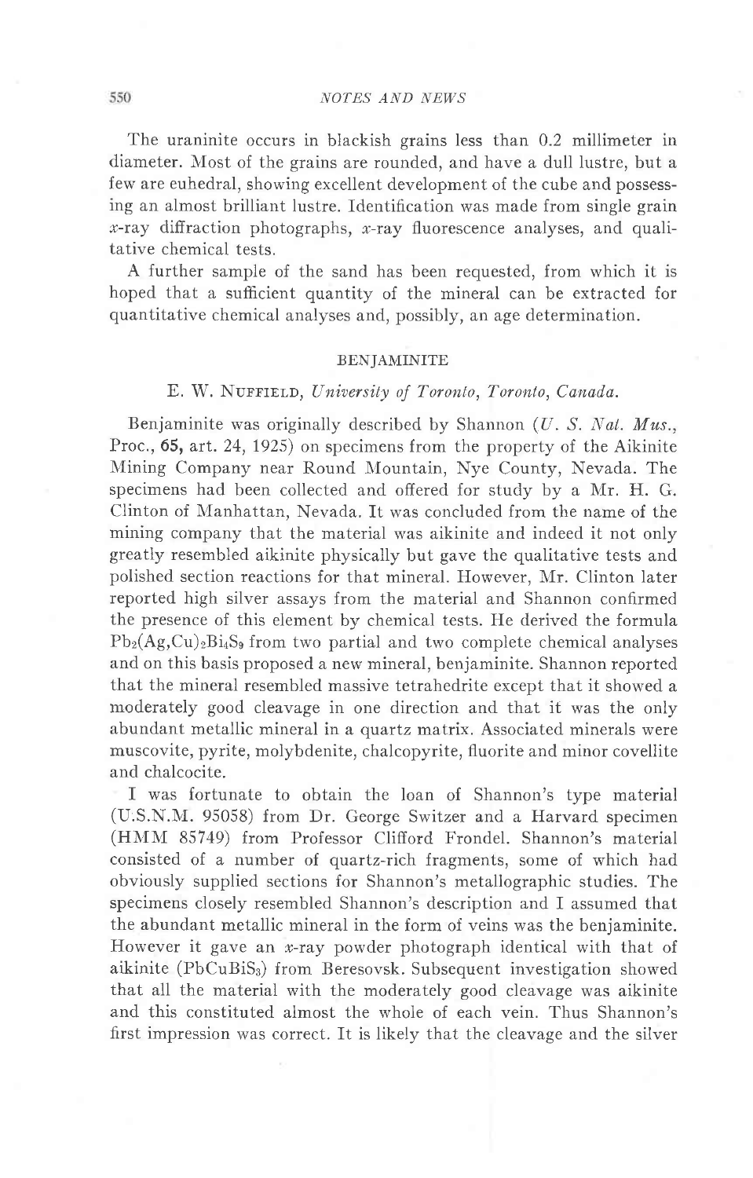The uraninite occurs in blackish grains less than 0.2 millimeter in diameter. Most of the grains are rounded, and have a dull lustre, but a few are euhedral, showing excellent development of the cube and possessing an almost brilliant lustre. Identification was made from single grain *x*-ray diffraction photographs, *x*-ray fluorescence analyses, and qualitative chemical tests.

A further sample of the sand has been requested, from which it is hoped that a sufficient quantity of the mineral can be extracted for quantitative chemical analyses and, possibly, an age determination.

## BENJAMINITE

E. W. Nuffield, *University of Toronto, Toronto, Canada.*

Benjaminite was originally described by Shannon (*U. S. Nat. Mus.*, Proc., **65**, art. 24, 1925) on specimens from the property of the Aikinite Mining Company near Round Mountain, Nye County, Nevada. The specimens had been collected and offered for study by a Mr. H. G. Clinton of Manhattan, Nevada. It was concluded from the name of the mining company that the material was aikinite and indeed it not only greatly resembled aikinite physically but gave the qualitative tests and polished section reactions for that mineral. However, Mr. Clinton later reported high silver assays from the material and Shannon confirmed the presence of this element by chemical tests. He derived the formula $Pb_2(Ag,Cu)_2Bi_4S_9$ from two partial and two complete chemical analyses and on this basis proposed a new mineral, benjaminite. Shannon reported that the mineral resembled massive tetrahedrite except that it showed a moderately good cleavage in one direction and that it was the only abundant metallic mineral in a quartz matrix. Associated minerals were muscovite, pyrite, molybdenite, chalcopyrite, fluorite and minor covellite and chalcocite.

I was fortunate to obtain the loan of Shannon's type material (U.S.N.M. 95058) from Dr. George Switzer and a Harvard specimen (HMM 85749) from Professor Clifford Frondel. Shannon's material consisted of a number of quartz-rich fragments, some of which had obviously supplied sections for Shannon's metallographic studies. The specimens closely resembled Shannon's description and I assumed that the abundant metallic mineral in the form of veins was the benjaminite. However it gave an *x*-ray powder photograph identical with that of aikinite ($PbCuBiS_3$) from Beresovsk. Subsequent investigation showed that all the material with the moderately good cleavage was aikinite and this constituted almost the whole of each vein. Thus Shannon's first impression was correct. It is likely that the cleavage and the silver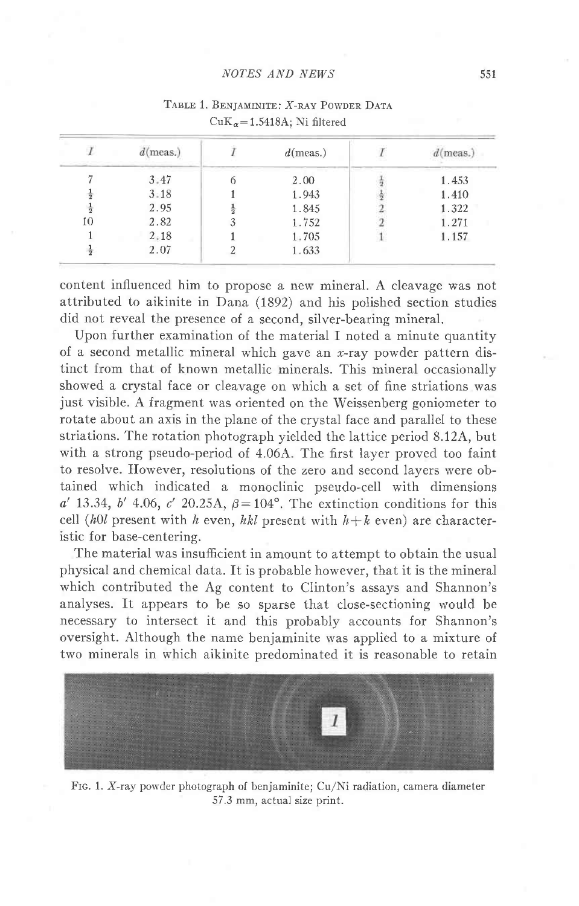TABLE 1. BENJAMINITE: *X*-RAY POWDER DATA
$CuK_\alpha = 1.5418A$; Ni filtered

| $I$ | $d$(meas.) | $I$ | $d$(meas.) | $I$ | $d$(meas.) |
|---|---|---|---|---|---|
| 7 | 3.47 | 6 | 2.00 | $\frac{1}{2}$ | 1.453 |
| $\frac{1}{2}$ | 3.18 | 1 | 1.943 | $\frac{1}{2}$ | 1.410 |
| $\frac{1}{2}$ | 2.95 | $\frac{1}{2}$ | 1.845 | 2 | 1.322 |
| 10 | 2.82 | 3 | 1.752 | 2 | 1.271 |
| 1 | 2.18 | 1 | 1.705 | 1 | 1.157 |
| $\frac{1}{2}$ | 2.07 | 2 | 1.633 | | |

content influenced him to propose a new mineral. A cleavage was not attributed to aikinite in Dana (1892) and his polished section studies did not reveal the presence of a second, silver-bearing mineral.

Upon further examination of the material I noted a minute quantity of a second metallic mineral which gave an *x*-ray powder pattern distinct from that of known metallic minerals. This mineral occasionally showed a crystal face or cleavage on which a set of fine striations was just visible. A fragment was oriented on the Weissenberg goniometer to rotate about an axis in the plane of the crystal face and parallel to these striations. The rotation photograph yielded the lattice period 8.12A, but with a strong pseudo-period of 4.06A. The first layer proved too faint to resolve. However, resolutions of the zero and second layers were obtained which indicated a monoclinic pseudo-cell with dimensions $a'$ 13.34, $b'$ 4.06, $c'$ 20.25A, $\beta = 104°$. The extinction conditions for this cell ($h0l$ present with $h$ even, $hkl$ present with $h+k$ even) are characteristic for base-centering.

The material was insufficient in amount to attempt to obtain the usual physical and chemical data. It is probable however, that it is the mineral which contributed the Ag content to Clinton's assays and Shannon's analyses. It appears to be so sparse that close-sectioning would be necessary to intersect it and this probably accounts for Shannon's oversight. Although the name benjaminite was applied to a mixture of two minerals in which aikinite predominated it is reasonable to retain

FIG. 1. *X*-ray powder photograph of benjaminite; Cu/Ni radiation, camera diameter 57.3 mm, actual size print.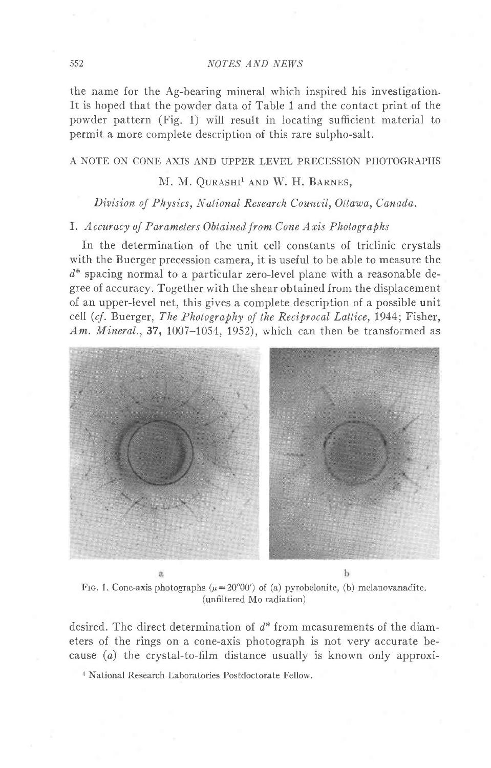the name for the Ag-bearing mineral which inspired his investigation. It is hoped that the powder data of Table 1 and the contact print of the powder pattern (Fig. 1) will result in locating sufficient material to permit a more complete description of this rare sulpho-salt.

## A NOTE ON CONE AXIS AND UPPER LEVEL PRECESSION PHOTOGRAPHS

M. M. Qurashi[1] and W. H. Barnes,

*Division of Physics, National Research Council, Ottawa, Canada.*

### I. *Accuracy of Parameters Obtained from Cone Axis Photographs*

In the determination of the unit cell constants of triclinic crystals with the Buerger precession camera, it is useful to be able to measure the $d^*$ spacing normal to a particular zero-level plane with a reasonable degree of accuracy. Together with the shear obtained from the displacement of an upper-level net, this gives a complete description of a possible unit cell (*cf.* Buerger, *The Photography of the Reciprocal Lattice*, 1944; Fisher, *Am. Mineral.*, **37**, 1007–1054, 1952), which can then be transformed as desired. The direct determination of $d^*$ from measurements of the diameters of the rings on a cone-axis photograph is not very accurate because (*a*) the crystal-to-film distance usually is known only approxi-

a b

Fig. 1. Cone-axis photographs ($\bar{\mu} = 20°00'$) of (a) pyrobelonite, (b) melanovanadite. (unfiltered Mo radiation)

[1] National Research Laboratories Postdoctorate Fellow.